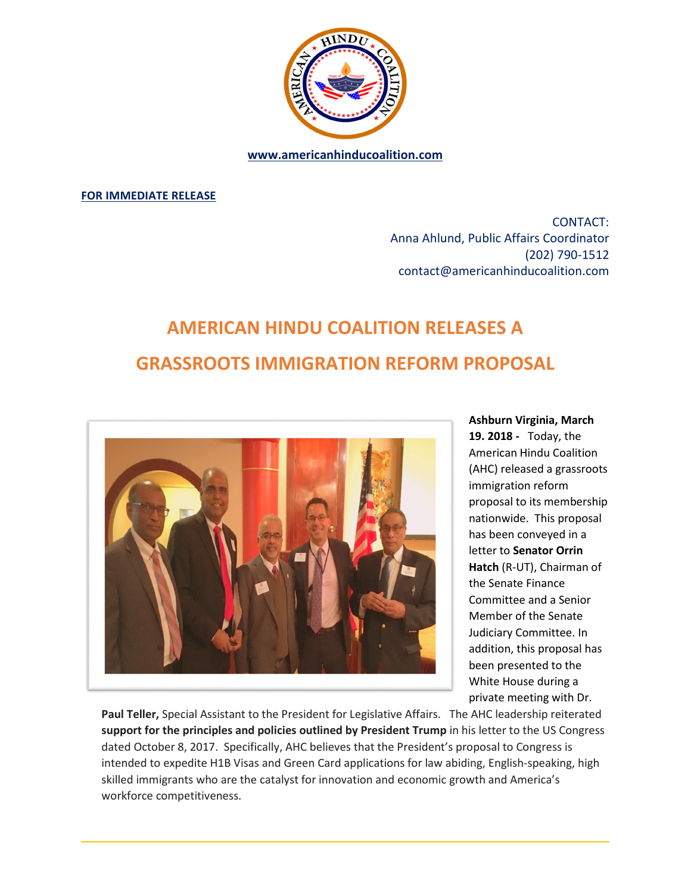www.americanhinducoalition.com

**FOR IMMEDIATE RELEASE**

CONTACT:
Anna Ahlund, Public Affairs Coordinator
(202) 790-1512
contact@americanhinducoalition.com

# AMERICAN HINDU COALITION RELEASES A GRASSROOTS IMMIGRATION REFORM PROPOSAL

**Ashburn Virginia, March 19. 2018 -** Today, the American Hindu Coalition (AHC) released a grassroots immigration reform proposal to its membership nationwide. This proposal has been conveyed in a letter to **Senator Orrin Hatch** (R-UT), Chairman of the Senate Finance Committee and a Senior Member of the Senate Judiciary Committee. In addition, this proposal has been presented to the White House during a private meeting with Dr. **Paul Teller,** Special Assistant to the President for Legislative Affairs. The AHC leadership reiterated **support for the principles and policies outlined by President Trump** in his letter to the US Congress dated October 8, 2017. Specifically, AHC believes that the President's proposal to Congress is intended to expedite H1B Visas and Green Card applications for law abiding, English-speaking, high skilled immigrants who are the catalyst for innovation and economic growth and America's workforce competitiveness.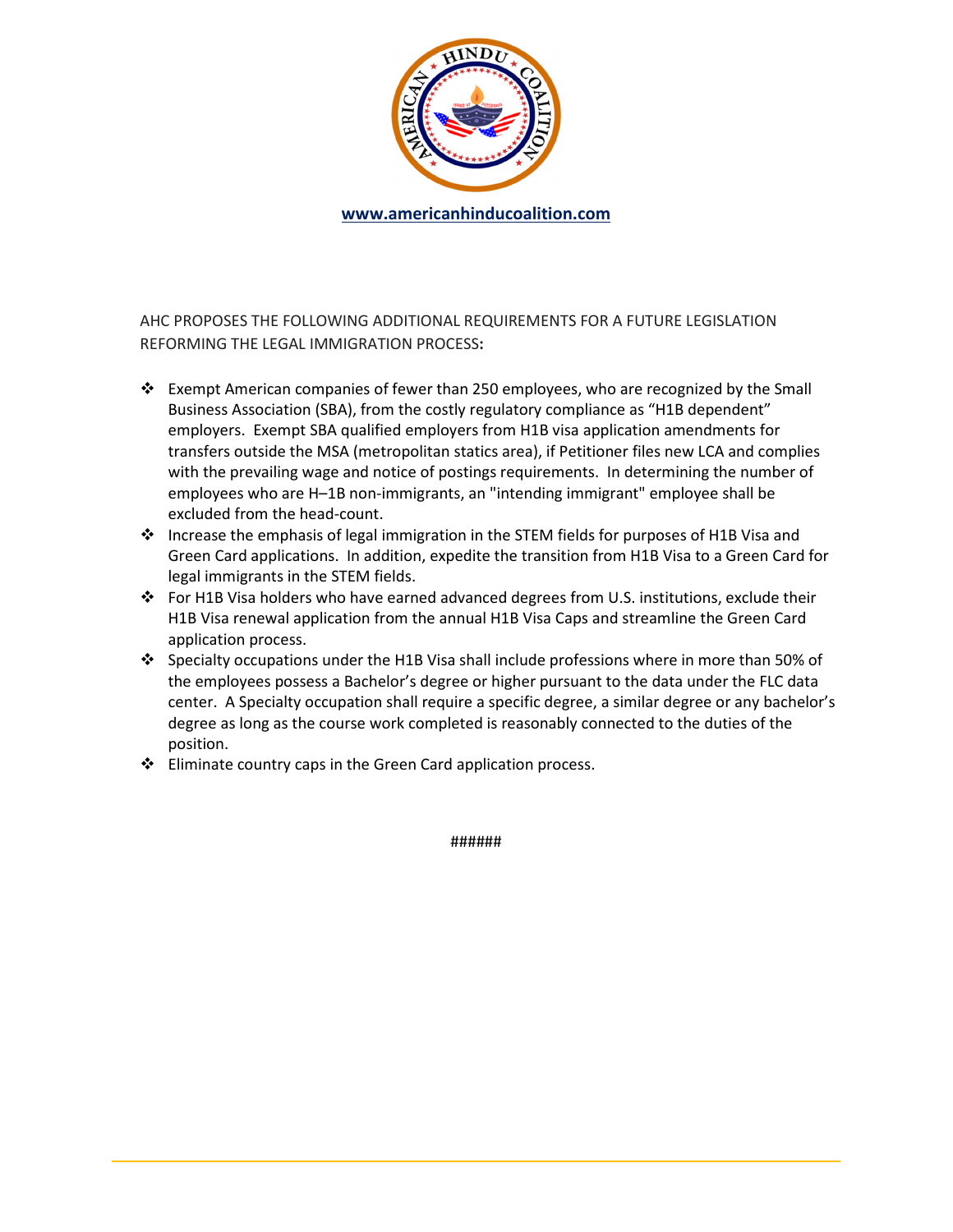www.americanhinducoalition.com

AHC PROPOSES THE FOLLOWING ADDITIONAL REQUIREMENTS FOR A FUTURE LEGISLATION REFORMING THE LEGAL IMMIGRATION PROCESS**:**

- Exempt American companies of fewer than 250 employees, who are recognized by the Small Business Association (SBA), from the costly regulatory compliance as “H1B dependent” employers. Exempt SBA qualified employers from H1B visa application amendments for transfers outside the MSA (metropolitan statics area), if Petitioner files new LCA and complies with the prevailing wage and notice of postings requirements. In determining the number of employees who are H–1B non-immigrants, an "intending immigrant" employee shall be excluded from the head-count.
- Increase the emphasis of legal immigration in the STEM fields for purposes of H1B Visa and Green Card applications. In addition, expedite the transition from H1B Visa to a Green Card for legal immigrants in the STEM fields.
- For H1B Visa holders who have earned advanced degrees from U.S. institutions, exclude their H1B Visa renewal application from the annual H1B Visa Caps and streamline the Green Card application process.
- Specialty occupations under the H1B Visa shall include professions where in more than 50% of the employees possess a Bachelor’s degree or higher pursuant to the data under the FLC data center. A Specialty occupation shall require a specific degree, a similar degree or any bachelor’s degree as long as the course work completed is reasonably connected to the duties of the position.
- Eliminate country caps in the Green Card application process.

######